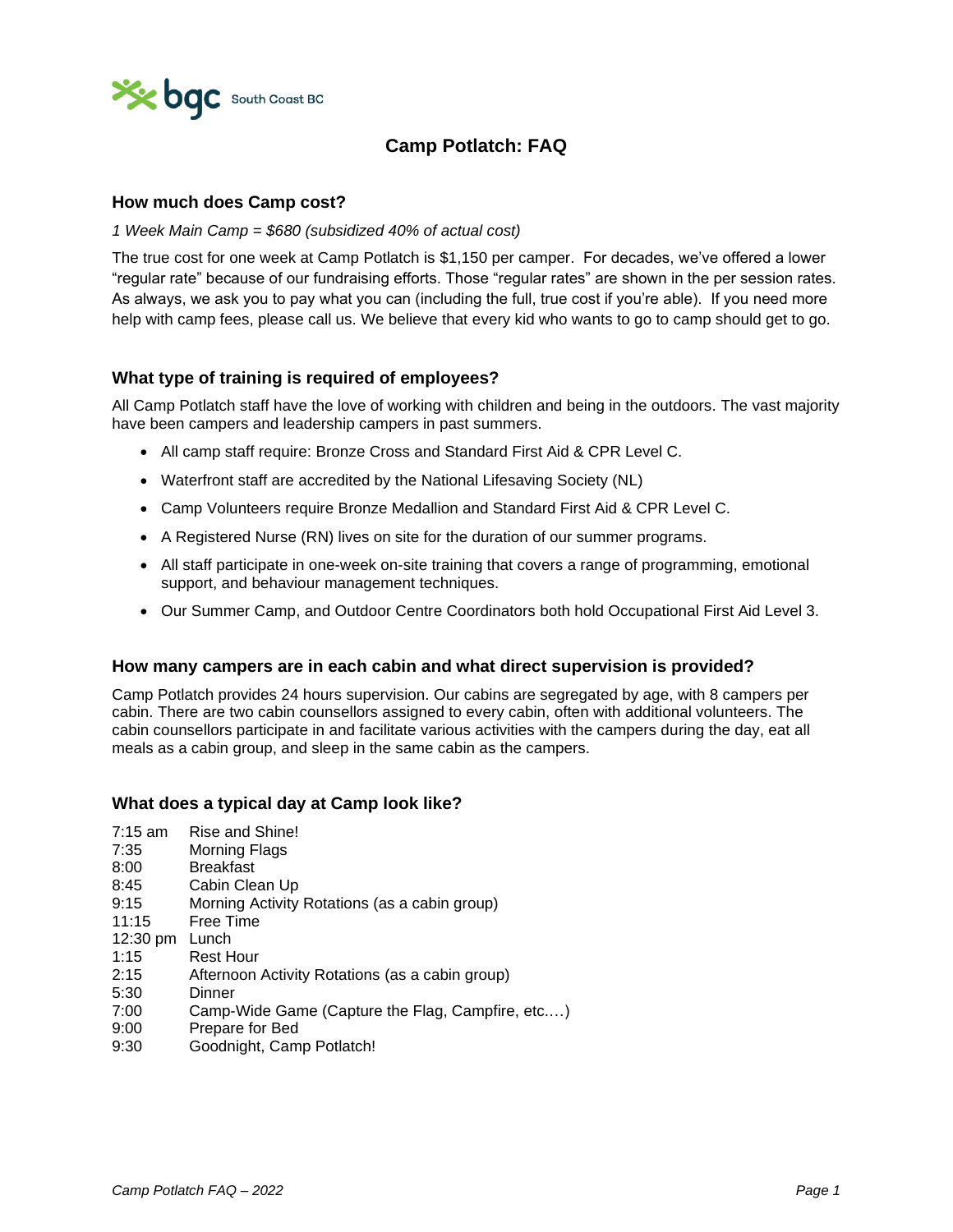# Camp Potlatch: FAQ

## How much does Camp cost?

*1 Week Main Camp = $680 (subsidized 40% of actual cost)*

The true cost for one week at Camp Potlatch is $1,150 per camper. For decades, we've offered a lower "regular rate" because of our fundraising efforts. Those "regular rates" are shown in the per session rates. As always, we ask you to pay what you can (including the full, true cost if you're able). If you need more help with camp fees, please call us. We believe that every kid who wants to go to camp should get to go.

## What type of training is required of employees?

All Camp Potlatch staff have the love of working with children and being in the outdoors. The vast majority have been campers and leadership campers in past summers.

- All camp staff require: Bronze Cross and Standard First Aid & CPR Level C.
- Waterfront staff are accredited by the National Lifesaving Society (NL)
- Camp Volunteers require Bronze Medallion and Standard First Aid & CPR Level C.
- A Registered Nurse (RN) lives on site for the duration of our summer programs.
- All staff participate in one-week on-site training that covers a range of programming, emotional support, and behaviour management techniques.
- Our Summer Camp, and Outdoor Centre Coordinators both hold Occupational First Aid Level 3.

## How many campers are in each cabin and what direct supervision is provided?

Camp Potlatch provides 24 hours supervision. Our cabins are segregated by age, with 8 campers per cabin. There are two cabin counsellors assigned to every cabin, often with additional volunteers. The cabin counsellors participate in and facilitate various activities with the campers during the day, eat all meals as a cabin group, and sleep in the same cabin as the campers.

## What does a typical day at Camp look like?

| | |
|---|---|
| 7:15 am | Rise and Shine! |
| 7:35 | Morning Flags |
| 8:00 | Breakfast |
| 8:45 | Cabin Clean Up |
| 9:15 | Morning Activity Rotations (as a cabin group) |
| 11:15 | Free Time |
| 12:30 pm | Lunch |
| 1:15 | Rest Hour |
| 2:15 | Afternoon Activity Rotations (as a cabin group) |
| 5:30 | Dinner |
| 7:00 | Camp-Wide Game (Capture the Flag, Campfire, etc.…) |
| 9:00 | Prepare for Bed |
| 9:30 | Goodnight, Camp Potlatch! |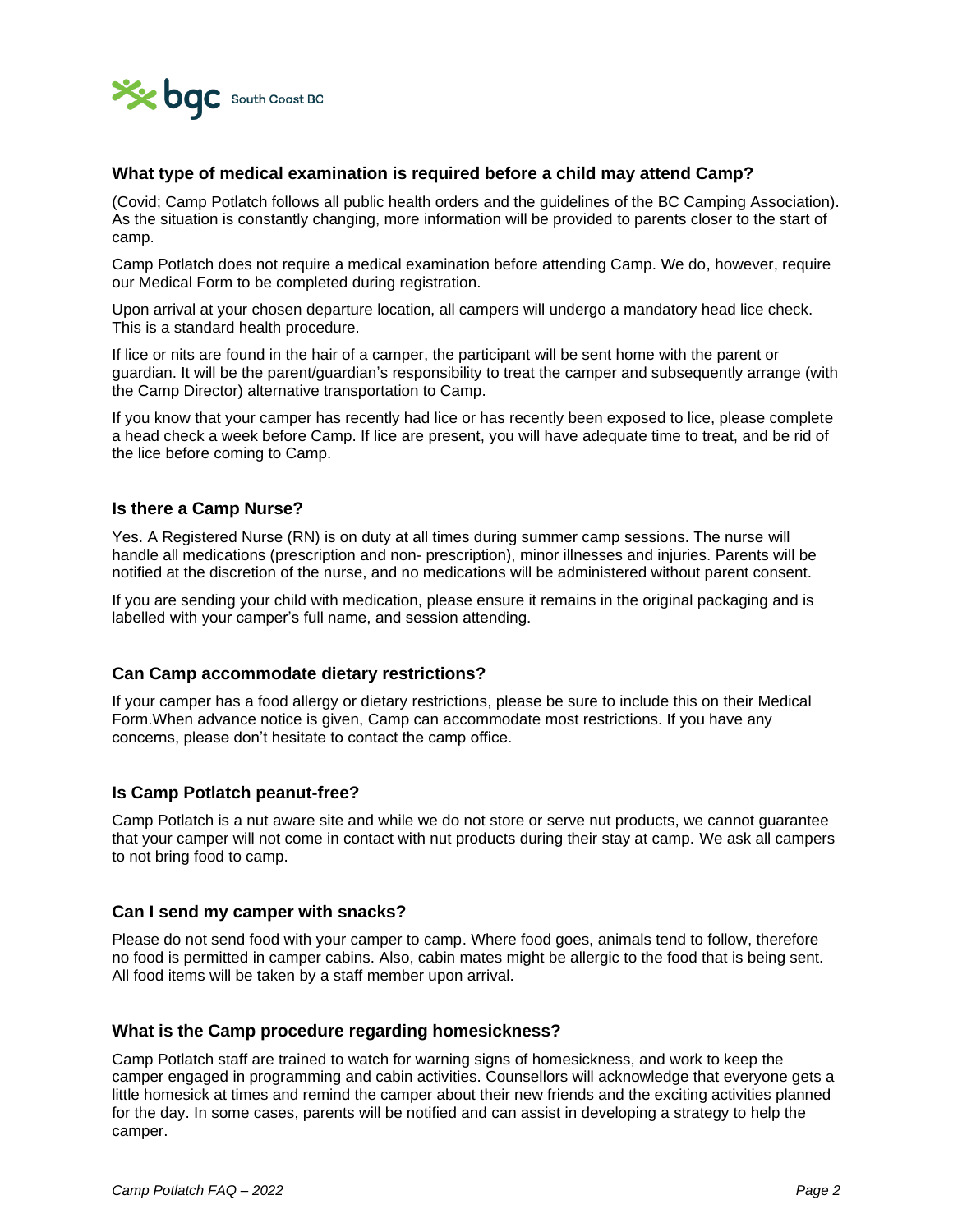### What type of medical examination is required before a child may attend Camp?

(Covid; Camp Potlatch follows all public health orders and the guidelines of the BC Camping Association). As the situation is constantly changing, more information will be provided to parents closer to the start of camp.

Camp Potlatch does not require a medical examination before attending Camp. We do, however, require our Medical Form to be completed during registration.

Upon arrival at your chosen departure location, all campers will undergo a mandatory head lice check. This is a standard health procedure.

If lice or nits are found in the hair of a camper, the participant will be sent home with the parent or guardian. It will be the parent/guardian's responsibility to treat the camper and subsequently arrange (with the Camp Director) alternative transportation to Camp.

If you know that your camper has recently had lice or has recently been exposed to lice, please complete a head check a week before Camp. If lice are present, you will have adequate time to treat, and be rid of the lice before coming to Camp.

### Is there a Camp Nurse?

Yes. A Registered Nurse (RN) is on duty at all times during summer camp sessions. The nurse will handle all medications (prescription and non- prescription), minor illnesses and injuries. Parents will be notified at the discretion of the nurse, and no medications will be administered without parent consent.

If you are sending your child with medication, please ensure it remains in the original packaging and is labelled with your camper's full name, and session attending.

### Can Camp accommodate dietary restrictions?

If your camper has a food allergy or dietary restrictions, please be sure to include this on their Medical Form.When advance notice is given, Camp can accommodate most restrictions. If you have any concerns, please don't hesitate to contact the camp office.

### Is Camp Potlatch peanut-free?

Camp Potlatch is a nut aware site and while we do not store or serve nut products, we cannot guarantee that your camper will not come in contact with nut products during their stay at camp. We ask all campers to not bring food to camp.

### Can I send my camper with snacks?

Please do not send food with your camper to camp. Where food goes, animals tend to follow, therefore no food is permitted in camper cabins. Also, cabin mates might be allergic to the food that is being sent. All food items will be taken by a staff member upon arrival.

### What is the Camp procedure regarding homesickness?

Camp Potlatch staff are trained to watch for warning signs of homesickness, and work to keep the camper engaged in programming and cabin activities. Counsellors will acknowledge that everyone gets a little homesick at times and remind the camper about their new friends and the exciting activities planned for the day. In some cases, parents will be notified and can assist in developing a strategy to help the camper.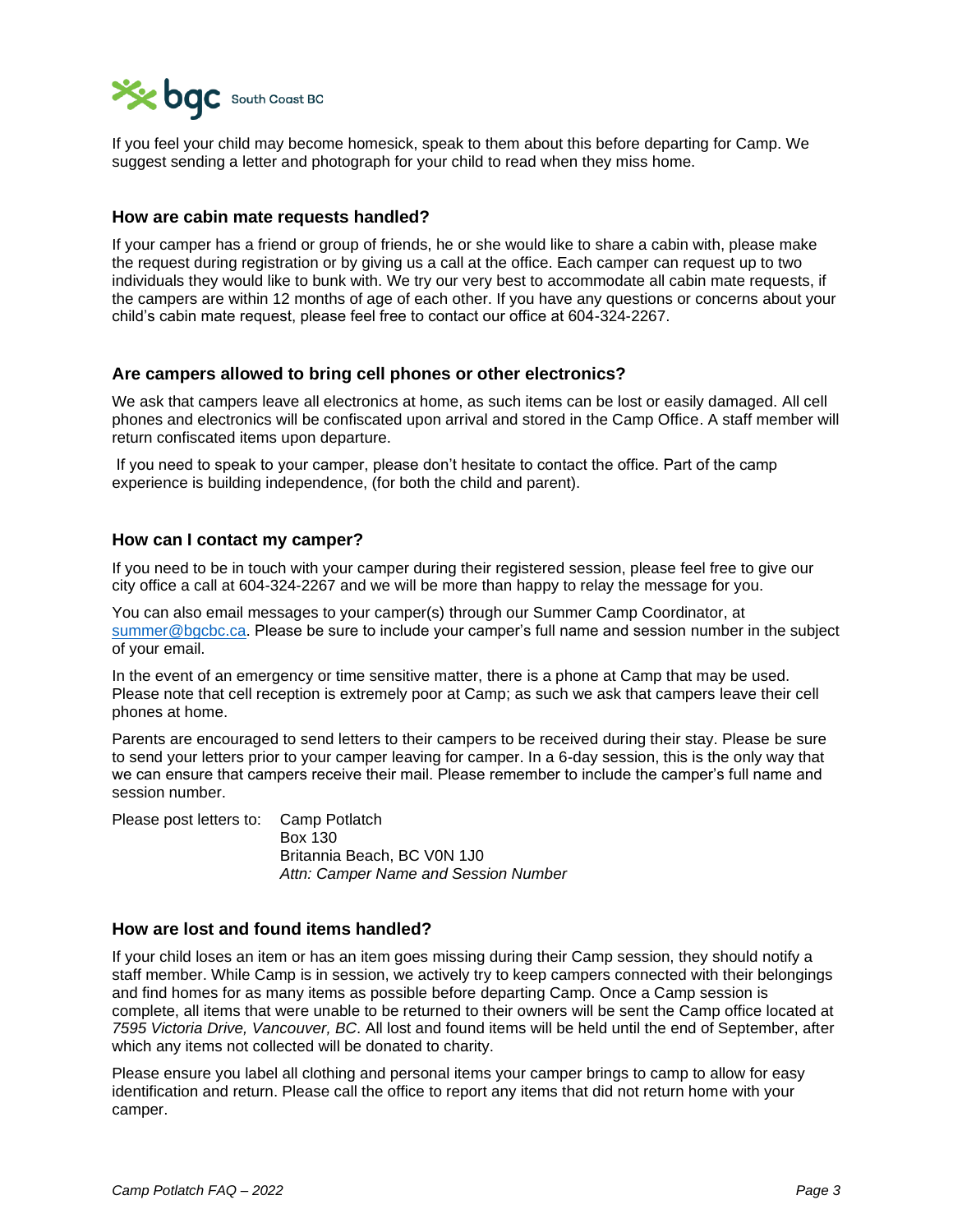If you feel your child may become homesick, speak to them about this before departing for Camp. We suggest sending a letter and photograph for your child to read when they miss home.

### How are cabin mate requests handled?

If your camper has a friend or group of friends, he or she would like to share a cabin with, please make the request during registration or by giving us a call at the office. Each camper can request up to two individuals they would like to bunk with. We try our very best to accommodate all cabin mate requests, if the campers are within 12 months of age of each other. If you have any questions or concerns about your child's cabin mate request, please feel free to contact our office at 604-324-2267.

### Are campers allowed to bring cell phones or other electronics?

We ask that campers leave all electronics at home, as such items can be lost or easily damaged. All cell phones and electronics will be confiscated upon arrival and stored in the Camp Office. A staff member will return confiscated items upon departure.

If you need to speak to your camper, please don't hesitate to contact the office. Part of the camp experience is building independence, (for both the child and parent).

### How can I contact my camper?

If you need to be in touch with your camper during their registered session, please feel free to give our city office a call at 604-324-2267 and we will be more than happy to relay the message for you.

You can also email messages to your camper(s) through our Summer Camp Coordinator, at summer@bgcbc.ca. Please be sure to include your camper's full name and session number in the subject of your email.

In the event of an emergency or time sensitive matter, there is a phone at Camp that may be used. Please note that cell reception is extremely poor at Camp; as such we ask that campers leave their cell phones at home.

Parents are encouraged to send letters to their campers to be received during their stay. Please be sure to send your letters prior to your camper leaving for camper. In a 6-day session, this is the only way that we can ensure that campers receive their mail. Please remember to include the camper's full name and session number.

Please post letters to:

Camp Potlatch
Box 130
Britannia Beach, BC V0N 1J0
*Attn: Camper Name and Session Number*

### How are lost and found items handled?

If your child loses an item or has an item goes missing during their Camp session, they should notify a staff member. While Camp is in session, we actively try to keep campers connected with their belongings and find homes for as many items as possible before departing Camp. Once a Camp session is complete, all items that were unable to be returned to their owners will be sent the Camp office located at *7595 Victoria Drive, Vancouver, BC*. All lost and found items will be held until the end of September, after which any items not collected will be donated to charity.

Please ensure you label all clothing and personal items your camper brings to camp to allow for easy identification and return. Please call the office to report any items that did not return home with your camper.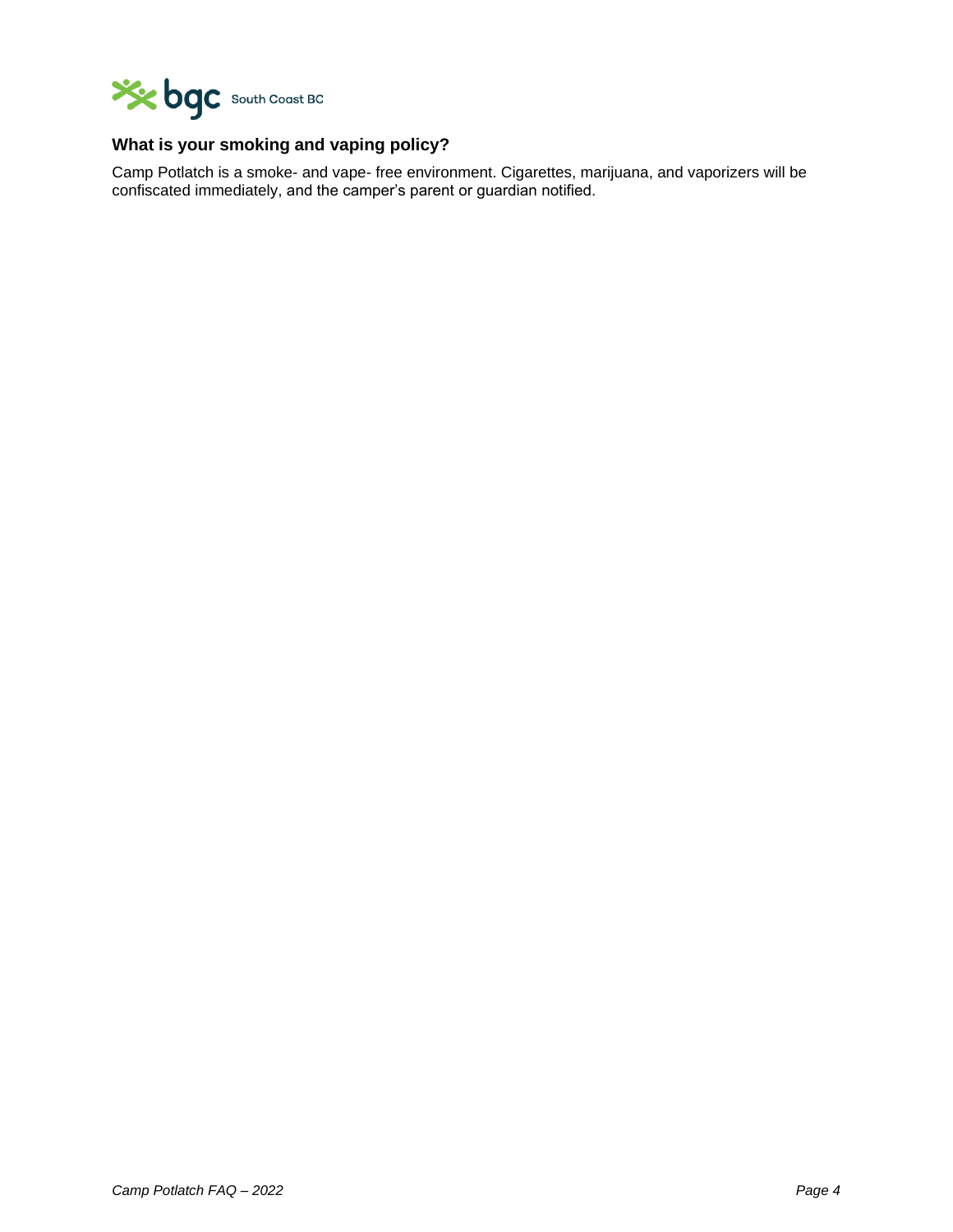### What is your smoking and vaping policy?

Camp Potlatch is a smoke- and vape- free environment. Cigarettes, marijuana, and vaporizers will be confiscated immediately, and the camper's parent or guardian notified.